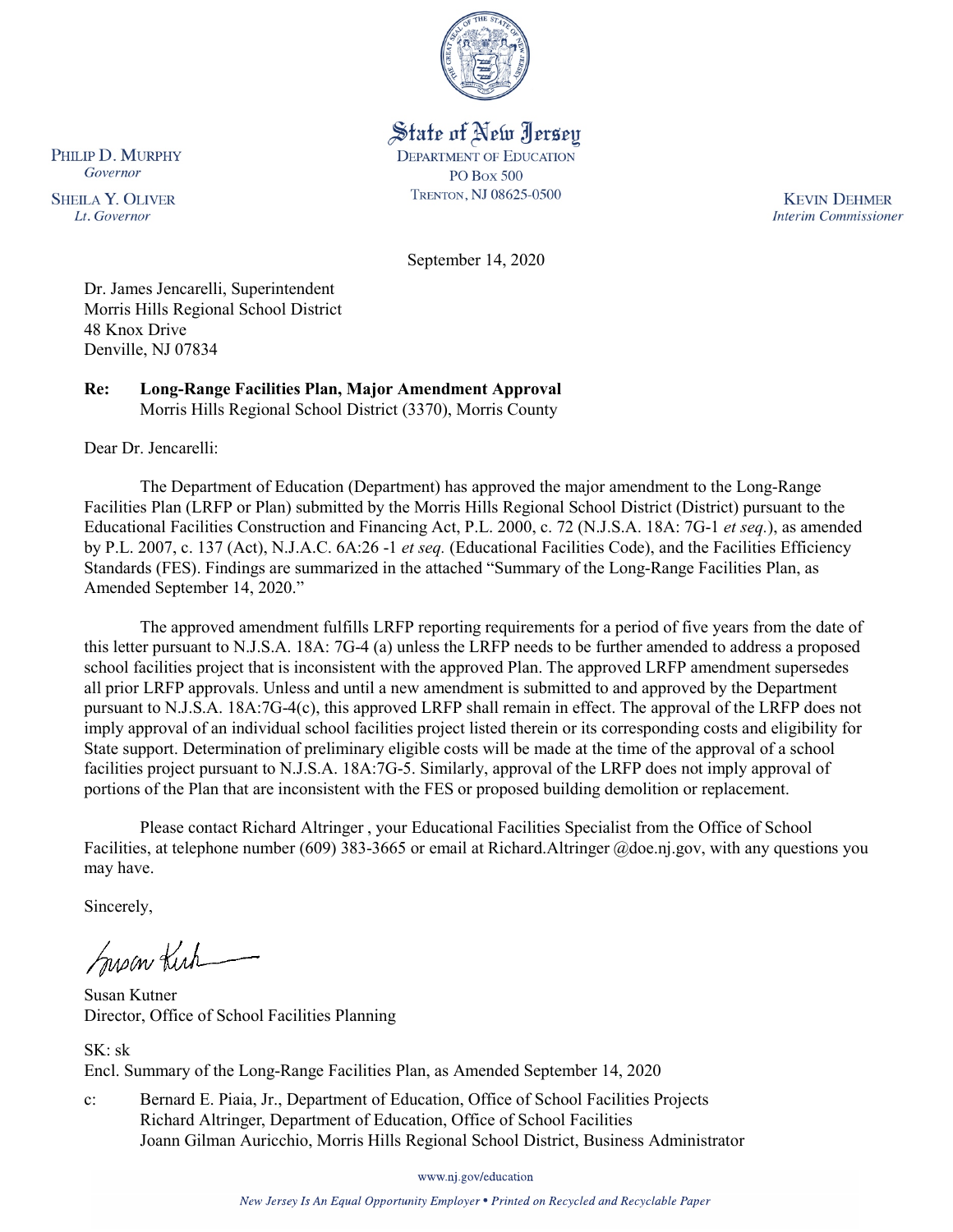State of New Jersey
DEPARTMENT OF EDUCATION
PO BOX 500
TRENTON, NJ 08625-0500

PHILIP D. MURPHY
*Governor*

SHEILA Y. OLIVER
*Lt. Governor*

KEVIN DEHMER
*Interim Commissioner*

September 14, 2020

Dr. James Jencarelli, Superintendent
Morris Hills Regional School District
48 Knox Drive
Denville, NJ 07834

**Re: Long-Range Facilities Plan, Major Amendment Approval**
Morris Hills Regional School District (3370), Morris County

Dear Dr. Jencarelli:

The Department of Education (Department) has approved the major amendment to the Long-Range Facilities Plan (LRFP or Plan) submitted by the Morris Hills Regional School District (District) pursuant to the Educational Facilities Construction and Financing Act, P.L. 2000, c. 72 (N.J.S.A. 18A: 7G-1 *et seq.*), as amended by P.L. 2007, c. 137 (Act), N.J.A.C. 6A:26 -1 *et seq.* (Educational Facilities Code), and the Facilities Efficiency Standards (FES). Findings are summarized in the attached "Summary of the Long-Range Facilities Plan, as Amended September 14, 2020."

The approved amendment fulfills LRFP reporting requirements for a period of five years from the date of this letter pursuant to N.J.S.A. 18A: 7G-4 (a) unless the LRFP needs to be further amended to address a proposed school facilities project that is inconsistent with the approved Plan. The approved LRFP amendment supersedes all prior LRFP approvals. Unless and until a new amendment is submitted to and approved by the Department pursuant to N.J.S.A. 18A:7G-4(c), this approved LRFP shall remain in effect. The approval of the LRFP does not imply approval of an individual school facilities project listed therein or its corresponding costs and eligibility for State support. Determination of preliminary eligible costs will be made at the time of the approval of a school facilities project pursuant to N.J.S.A. 18A:7G-5. Similarly, approval of the LRFP does not imply approval of portions of the Plan that are inconsistent with the FES or proposed building demolition or replacement.

Please contact Richard Altringer , your Educational Facilities Specialist from the Office of School Facilities, at telephone number (609) 383-3665 or email at Richard.Altringer @doe.nj.gov, with any questions you may have.

Sincerely,

Susan Kutner
Director, Office of School Facilities Planning

SK: sk
Encl. Summary of the Long-Range Facilities Plan, as Amended September 14, 2020

c: Bernard E. Piaia, Jr., Department of Education, Office of School Facilities Projects
Richard Altringer, Department of Education, Office of School Facilities
Joann Gilman Auricchio, Morris Hills Regional School District, Business Administrator

www.nj.gov/education

*New Jersey Is An Equal Opportunity Employer • Printed on Recycled and Recyclable Paper*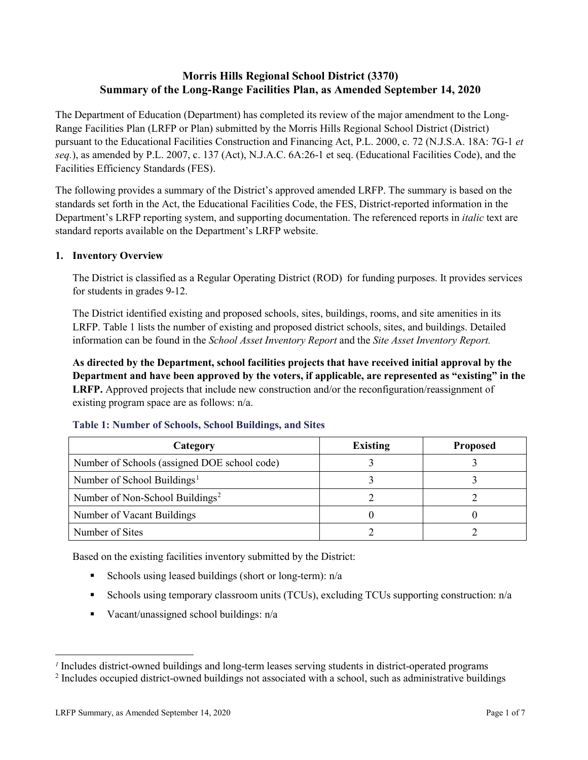# Morris Hills Regional School District (3370)
# Summary of the Long-Range Facilities Plan, as Amended September 14, 2020

The Department of Education (Department) has completed its review of the major amendment to the Long-Range Facilities Plan (LRFP or Plan) submitted by the Morris Hills Regional School District (District) pursuant to the Educational Facilities Construction and Financing Act, P.L. 2000, c. 72 (N.J.S.A. 18A: 7G-1 *et seq.*), as amended by P.L. 2007, c. 137 (Act), N.J.A.C. 6A:26-1 et seq. (Educational Facilities Code), and the Facilities Efficiency Standards (FES).

The following provides a summary of the District's approved amended LRFP. The summary is based on the standards set forth in the Act, the Educational Facilities Code, the FES, District-reported information in the Department's LRFP reporting system, and supporting documentation. The referenced reports in *italic* text are standard reports available on the Department's LRFP website.

## 1. Inventory Overview

The District is classified as a Regular Operating District (ROD) for funding purposes. It provides services for students in grades 9-12.

The District identified existing and proposed schools, sites, buildings, rooms, and site amenities in its LRFP. Table 1 lists the number of existing and proposed district schools, sites, and buildings. Detailed information can be found in the *School Asset Inventory Report* and the *Site Asset Inventory Report.*

**As directed by the Department, school facilities projects that have received initial approval by the Department and have been approved by the voters, if applicable, are represented as "existing" in the LRFP.** Approved projects that include new construction and/or the reconfiguration/reassignment of existing program space are as follows: n/a.

### Table 1: Number of Schools, School Buildings, and Sites

| Category | Existing | Proposed |
|---|---|---|
| Number of Schools (assigned DOE school code) | 3 | 3 |
| Number of School Buildings[1] | 3 | 3 |
| Number of Non-School Buildings[2] | 2 | 2 |
| Number of Vacant Buildings | 0 | 0 |
| Number of Sites | 2 | 2 |

Based on the existing facilities inventory submitted by the District:

- Schools using leased buildings (short or long-term): n/a
- Schools using temporary classroom units (TCUs), excluding TCUs supporting construction: n/a
- Vacant/unassigned school buildings: n/a

[1] Includes district-owned buildings and long-term leases serving students in district-operated programs

[2] Includes occupied district-owned buildings not associated with a school, such as administrative buildings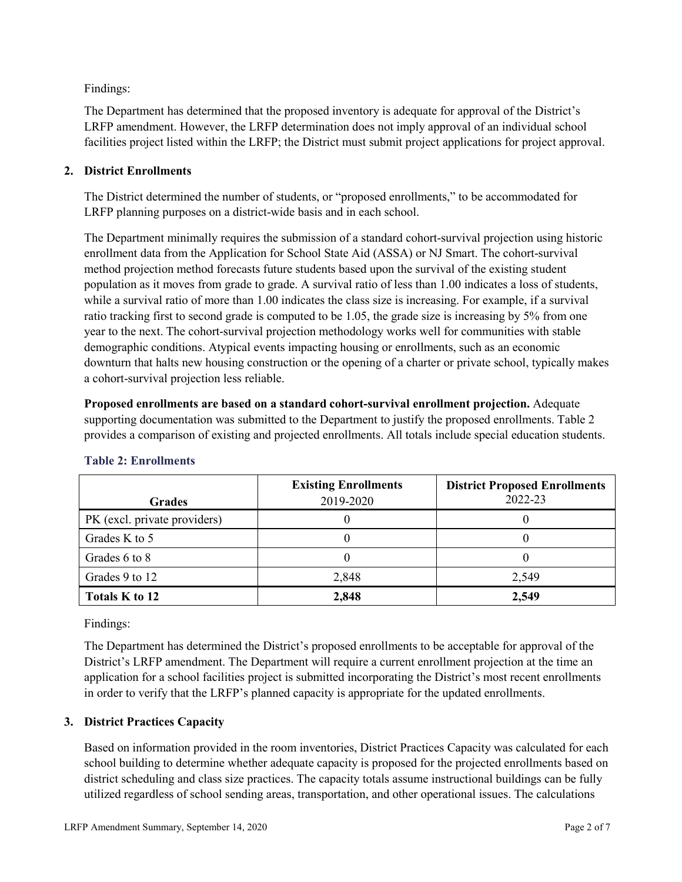Findings:

The Department has determined that the proposed inventory is adequate for approval of the District's LRFP amendment. However, the LRFP determination does not imply approval of an individual school facilities project listed within the LRFP; the District must submit project applications for project approval.

## 2. District Enrollments

The District determined the number of students, or "proposed enrollments," to be accommodated for LRFP planning purposes on a district-wide basis and in each school.

The Department minimally requires the submission of a standard cohort-survival projection using historic enrollment data from the Application for School State Aid (ASSA) or NJ Smart. The cohort-survival method projection method forecasts future students based upon the survival of the existing student population as it moves from grade to grade. A survival ratio of less than 1.00 indicates a loss of students, while a survival ratio of more than 1.00 indicates the class size is increasing. For example, if a survival ratio tracking first to second grade is computed to be 1.05, the grade size is increasing by 5% from one year to the next. The cohort-survival projection methodology works well for communities with stable demographic conditions. Atypical events impacting housing or enrollments, such as an economic downturn that halts new housing construction or the opening of a charter or private school, typically makes a cohort-survival projection less reliable.

**Proposed enrollments are based on a standard cohort-survival enrollment projection.** Adequate supporting documentation was submitted to the Department to justify the proposed enrollments. Table 2 provides a comparison of existing and projected enrollments. All totals include special education students.

### Table 2: Enrollments

| Grades | **Existing Enrollments** 2019-2020 | **District Proposed Enrollments** 2022-23 |
|---|---|---|
| PK (excl. private providers) | 0 | 0 |
| Grades K to 5 | 0 | 0 |
| Grades 6 to 8 | 0 | 0 |
| Grades 9 to 12 | 2,848 | 2,549 |
| **Totals K to 12** | **2,848** | **2,549** |

Findings:

The Department has determined the District's proposed enrollments to be acceptable for approval of the District's LRFP amendment. The Department will require a current enrollment projection at the time an application for a school facilities project is submitted incorporating the District's most recent enrollments in order to verify that the LRFP's planned capacity is appropriate for the updated enrollments.

## 3. District Practices Capacity

Based on information provided in the room inventories, District Practices Capacity was calculated for each school building to determine whether adequate capacity is proposed for the projected enrollments based on district scheduling and class size practices. The capacity totals assume instructional buildings can be fully utilized regardless of school sending areas, transportation, and other operational issues. The calculations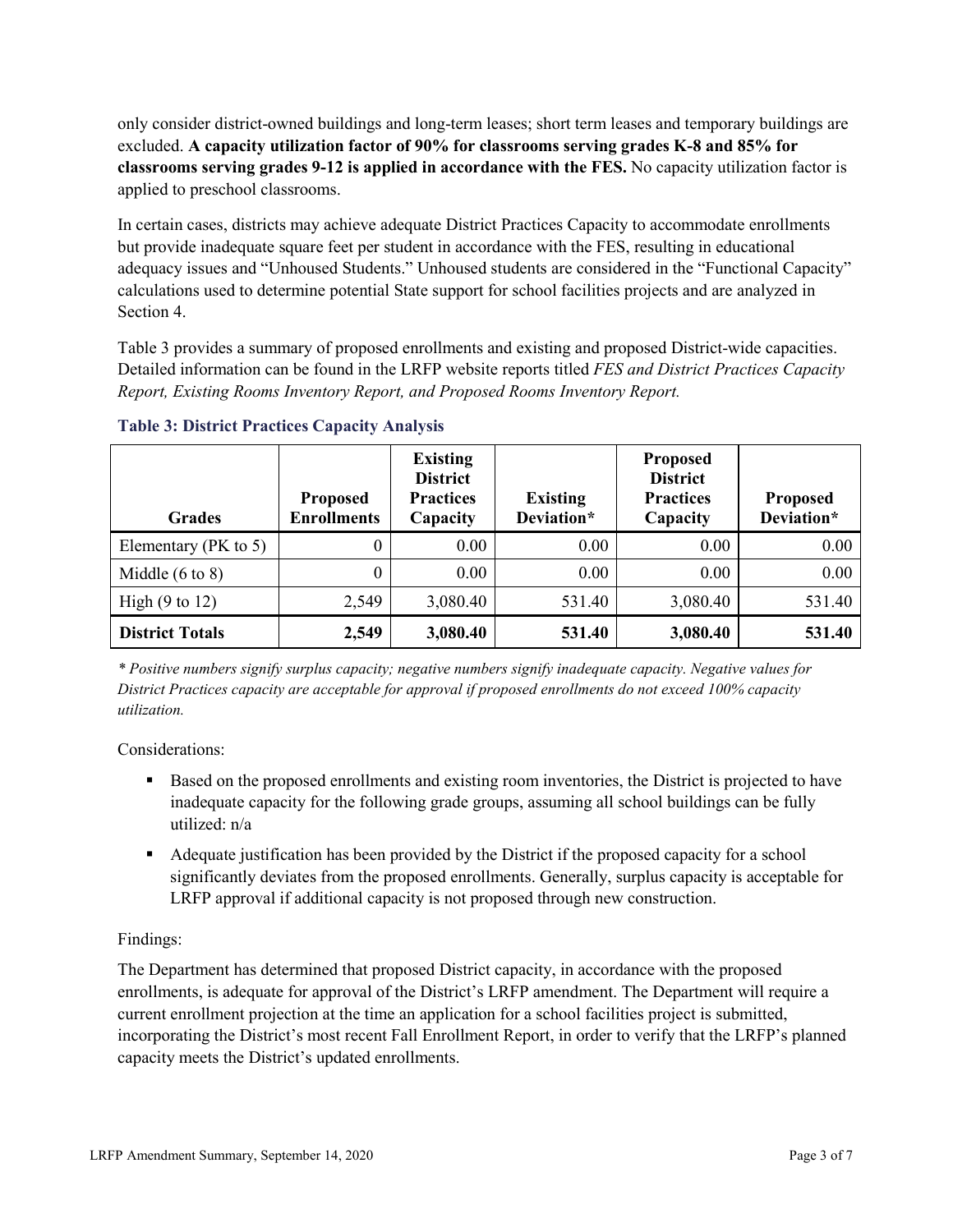only consider district-owned buildings and long-term leases; short term leases and temporary buildings are excluded. **A capacity utilization factor of 90% for classrooms serving grades K-8 and 85% for classrooms serving grades 9-12 is applied in accordance with the FES.** No capacity utilization factor is applied to preschool classrooms.

In certain cases, districts may achieve adequate District Practices Capacity to accommodate enrollments but provide inadequate square feet per student in accordance with the FES, resulting in educational adequacy issues and "Unhoused Students." Unhoused students are considered in the "Functional Capacity" calculations used to determine potential State support for school facilities projects and are analyzed in Section 4.

Table 3 provides a summary of proposed enrollments and existing and proposed District-wide capacities. Detailed information can be found in the LRFP website reports titled *FES and District Practices Capacity Report, Existing Rooms Inventory Report, and Proposed Rooms Inventory Report.*

### Table 3: District Practices Capacity Analysis

| Grades | Proposed Enrollments | Existing District Practices Capacity | Existing Deviation* | Proposed District Practices Capacity | Proposed Deviation* |
|---|---|---|---|---|---|
| Elementary (PK to 5) | 0 | 0.00 | 0.00 | 0.00 | 0.00 |
| Middle (6 to 8) | 0 | 0.00 | 0.00 | 0.00 | 0.00 |
| High (9 to 12) | 2,549 | 3,080.40 | 531.40 | 3,080.40 | 531.40 |
| **District Totals** | **2,549** | **3,080.40** | **531.40** | **3,080.40** | **531.40** |

*\* Positive numbers signify surplus capacity; negative numbers signify inadequate capacity. Negative values for District Practices capacity are acceptable for approval if proposed enrollments do not exceed 100% capacity utilization.*

Considerations:

- Based on the proposed enrollments and existing room inventories, the District is projected to have inadequate capacity for the following grade groups, assuming all school buildings can be fully utilized: n/a
- Adequate justification has been provided by the District if the proposed capacity for a school significantly deviates from the proposed enrollments. Generally, surplus capacity is acceptable for LRFP approval if additional capacity is not proposed through new construction.

Findings:

The Department has determined that proposed District capacity, in accordance with the proposed enrollments, is adequate for approval of the District's LRFP amendment. The Department will require a current enrollment projection at the time an application for a school facilities project is submitted, incorporating the District's most recent Fall Enrollment Report, in order to verify that the LRFP's planned capacity meets the District's updated enrollments.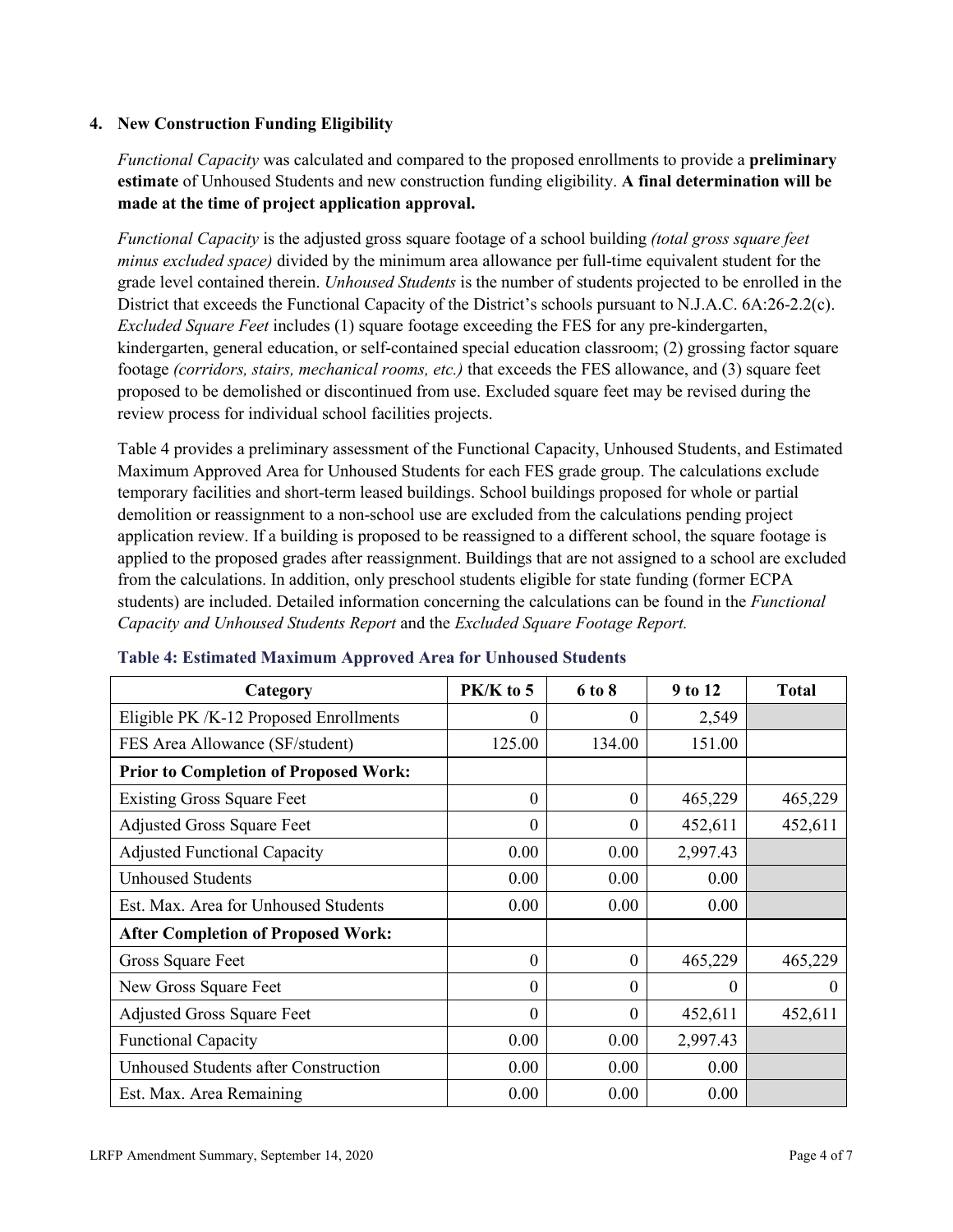## 4. New Construction Funding Eligibility

*Functional Capacity* was calculated and compared to the proposed enrollments to provide a **preliminary estimate** of Unhoused Students and new construction funding eligibility. **A final determination will be made at the time of project application approval.**

*Functional Capacity* is the adjusted gross square footage of a school building *(total gross square feet minus excluded space)* divided by the minimum area allowance per full-time equivalent student for the grade level contained therein. *Unhoused Students* is the number of students projected to be enrolled in the District that exceeds the Functional Capacity of the District's schools pursuant to N.J.A.C. 6A:26-2.2(c). *Excluded Square Feet* includes (1) square footage exceeding the FES for any pre-kindergarten, kindergarten, general education, or self-contained special education classroom; (2) grossing factor square footage *(corridors, stairs, mechanical rooms, etc.)* that exceeds the FES allowance, and (3) square feet proposed to be demolished or discontinued from use. Excluded square feet may be revised during the review process for individual school facilities projects.

Table 4 provides a preliminary assessment of the Functional Capacity, Unhoused Students, and Estimated Maximum Approved Area for Unhoused Students for each FES grade group. The calculations exclude temporary facilities and short-term leased buildings. School buildings proposed for whole or partial demolition or reassignment to a non-school use are excluded from the calculations pending project application review. If a building is proposed to be reassigned to a different school, the square footage is applied to the proposed grades after reassignment. Buildings that are not assigned to a school are excluded from the calculations. In addition, only preschool students eligible for state funding (former ECPA students) are included. Detailed information concerning the calculations can be found in the *Functional Capacity and Unhoused Students Report* and the *Excluded Square Footage Report.*

**Table 4: Estimated Maximum Approved Area for Unhoused Students**

| Category | PK/K to 5 | 6 to 8 | 9 to 12 | Total |
|---|---|---|---|---|
| Eligible PK /K-12 Proposed Enrollments | 0 | 0 | 2,549 | |
| FES Area Allowance (SF/student) | 125.00 | 134.00 | 151.00 | |
| **Prior to Completion of Proposed Work:** | | | | |
| Existing Gross Square Feet | 0 | 0 | 465,229 | 465,229 |
| Adjusted Gross Square Feet | 0 | 0 | 452,611 | 452,611 |
| Adjusted Functional Capacity | 0.00 | 0.00 | 2,997.43 | |
| Unhoused Students | 0.00 | 0.00 | 0.00 | |
| Est. Max. Area for Unhoused Students | 0.00 | 0.00 | 0.00 | |
| **After Completion of Proposed Work:** | | | | |
| Gross Square Feet | 0 | 0 | 465,229 | 465,229 |
| New Gross Square Feet | 0 | 0 | 0 | 0 |
| Adjusted Gross Square Feet | 0 | 0 | 452,611 | 452,611 |
| Functional Capacity | 0.00 | 0.00 | 2,997.43 | |
| Unhoused Students after Construction | 0.00 | 0.00 | 0.00 | |
| Est. Max. Area Remaining | 0.00 | 0.00 | 0.00 | |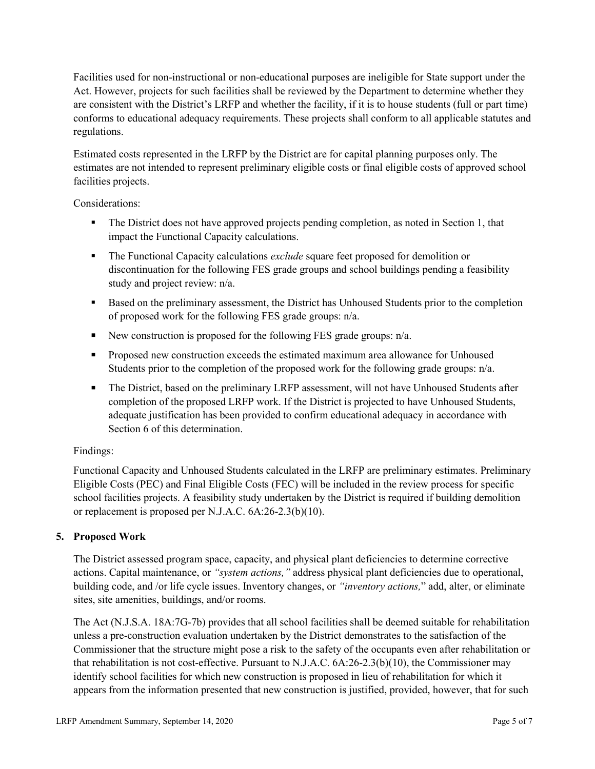Facilities used for non-instructional or non-educational purposes are ineligible for State support under the Act. However, projects for such facilities shall be reviewed by the Department to determine whether they are consistent with the District's LRFP and whether the facility, if it is to house students (full or part time) conforms to educational adequacy requirements. These projects shall conform to all applicable statutes and regulations.

Estimated costs represented in the LRFP by the District are for capital planning purposes only. The estimates are not intended to represent preliminary eligible costs or final eligible costs of approved school facilities projects.

Considerations:

- The District does not have approved projects pending completion, as noted in Section 1, that impact the Functional Capacity calculations.
- The Functional Capacity calculations *exclude* square feet proposed for demolition or discontinuation for the following FES grade groups and school buildings pending a feasibility study and project review: n/a.
- Based on the preliminary assessment, the District has Unhoused Students prior to the completion of proposed work for the following FES grade groups: n/a.
- New construction is proposed for the following FES grade groups: n/a.
- Proposed new construction exceeds the estimated maximum area allowance for Unhoused Students prior to the completion of the proposed work for the following grade groups: n/a.
- The District, based on the preliminary LRFP assessment, will not have Unhoused Students after completion of the proposed LRFP work. If the District is projected to have Unhoused Students, adequate justification has been provided to confirm educational adequacy in accordance with Section 6 of this determination.

Findings:

Functional Capacity and Unhoused Students calculated in the LRFP are preliminary estimates. Preliminary Eligible Costs (PEC) and Final Eligible Costs (FEC) will be included in the review process for specific school facilities projects. A feasibility study undertaken by the District is required if building demolition or replacement is proposed per N.J.A.C. 6A:26-2.3(b)(10).

## 5. Proposed Work

The District assessed program space, capacity, and physical plant deficiencies to determine corrective actions. Capital maintenance, or *"system actions,"* address physical plant deficiencies due to operational, building code, and /or life cycle issues. Inventory changes, or *"inventory actions,"* add, alter, or eliminate sites, site amenities, buildings, and/or rooms.

The Act (N.J.S.A. 18A:7G-7b) provides that all school facilities shall be deemed suitable for rehabilitation unless a pre-construction evaluation undertaken by the District demonstrates to the satisfaction of the Commissioner that the structure might pose a risk to the safety of the occupants even after rehabilitation or that rehabilitation is not cost-effective. Pursuant to N.J.A.C. 6A:26-2.3(b)(10), the Commissioner may identify school facilities for which new construction is proposed in lieu of rehabilitation for which it appears from the information presented that new construction is justified, provided, however, that for such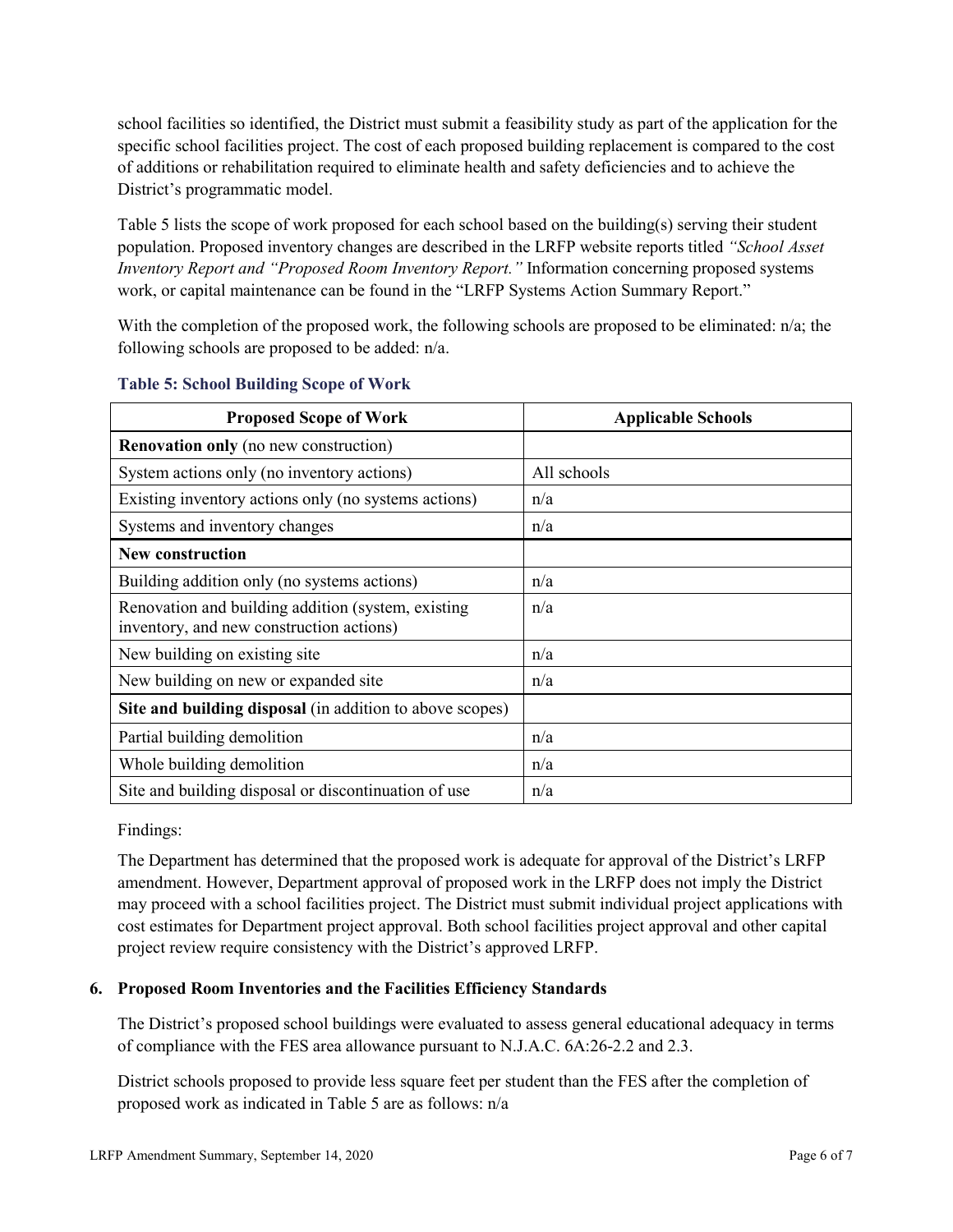school facilities so identified, the District must submit a feasibility study as part of the application for the specific school facilities project. The cost of each proposed building replacement is compared to the cost of additions or rehabilitation required to eliminate health and safety deficiencies and to achieve the District's programmatic model.

Table 5 lists the scope of work proposed for each school based on the building(s) serving their student population. Proposed inventory changes are described in the LRFP website reports titled *"School Asset Inventory Report and "Proposed Room Inventory Report."* Information concerning proposed systems work, or capital maintenance can be found in the "LRFP Systems Action Summary Report."

With the completion of the proposed work, the following schools are proposed to be eliminated: n/a; the following schools are proposed to be added: n/a.

**Table 5: School Building Scope of Work**

| Proposed Scope of Work | Applicable Schools |
|---|---|
| **Renovation only** (no new construction) | |
| System actions only (no inventory actions) | All schools |
| Existing inventory actions only (no systems actions) | n/a |
| Systems and inventory changes | n/a |
| **New construction** | |
| Building addition only (no systems actions) | n/a |
| Renovation and building addition (system, existing inventory, and new construction actions) | n/a |
| New building on existing site | n/a |
| New building on new or expanded site | n/a |
| **Site and building disposal** (in addition to above scopes) | |
| Partial building demolition | n/a |
| Whole building demolition | n/a |
| Site and building disposal or discontinuation of use | n/a |

Findings:

The Department has determined that the proposed work is adequate for approval of the District's LRFP amendment. However, Department approval of proposed work in the LRFP does not imply the District may proceed with a school facilities project. The District must submit individual project applications with cost estimates for Department project approval. Both school facilities project approval and other capital project review require consistency with the District's approved LRFP.

## 6. Proposed Room Inventories and the Facilities Efficiency Standards

The District's proposed school buildings were evaluated to assess general educational adequacy in terms of compliance with the FES area allowance pursuant to N.J.A.C. 6A:26-2.2 and 2.3.

District schools proposed to provide less square feet per student than the FES after the completion of proposed work as indicated in Table 5 are as follows: n/a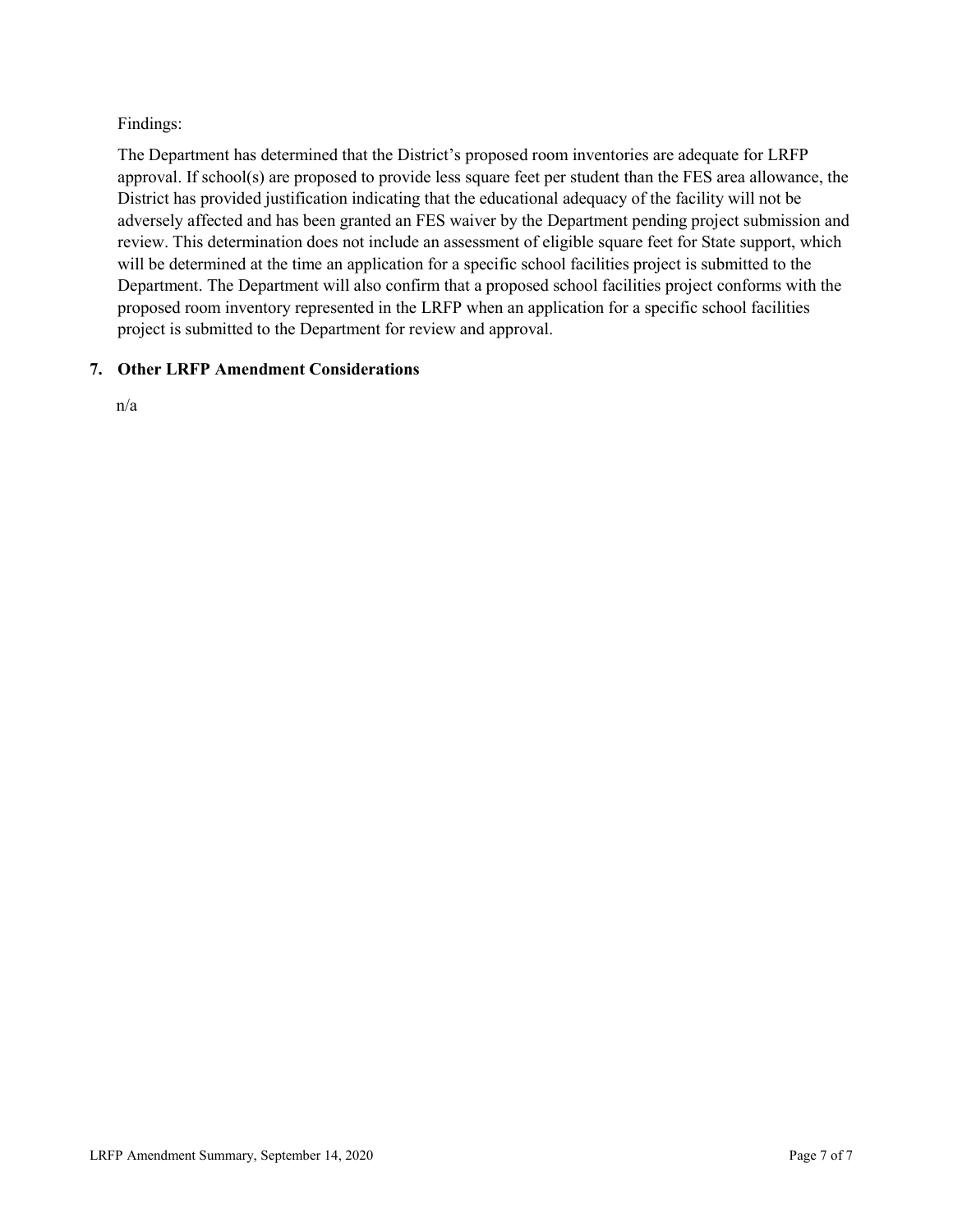Findings:

The Department has determined that the District's proposed room inventories are adequate for LRFP approval. If school(s) are proposed to provide less square feet per student than the FES area allowance, the District has provided justification indicating that the educational adequacy of the facility will not be adversely affected and has been granted an FES waiver by the Department pending project submission and review. This determination does not include an assessment of eligible square feet for State support, which will be determined at the time an application for a specific school facilities project is submitted to the Department. The Department will also confirm that a proposed school facilities project conforms with the proposed room inventory represented in the LRFP when an application for a specific school facilities project is submitted to the Department for review and approval.

### 7. Other LRFP Amendment Considerations

n/a